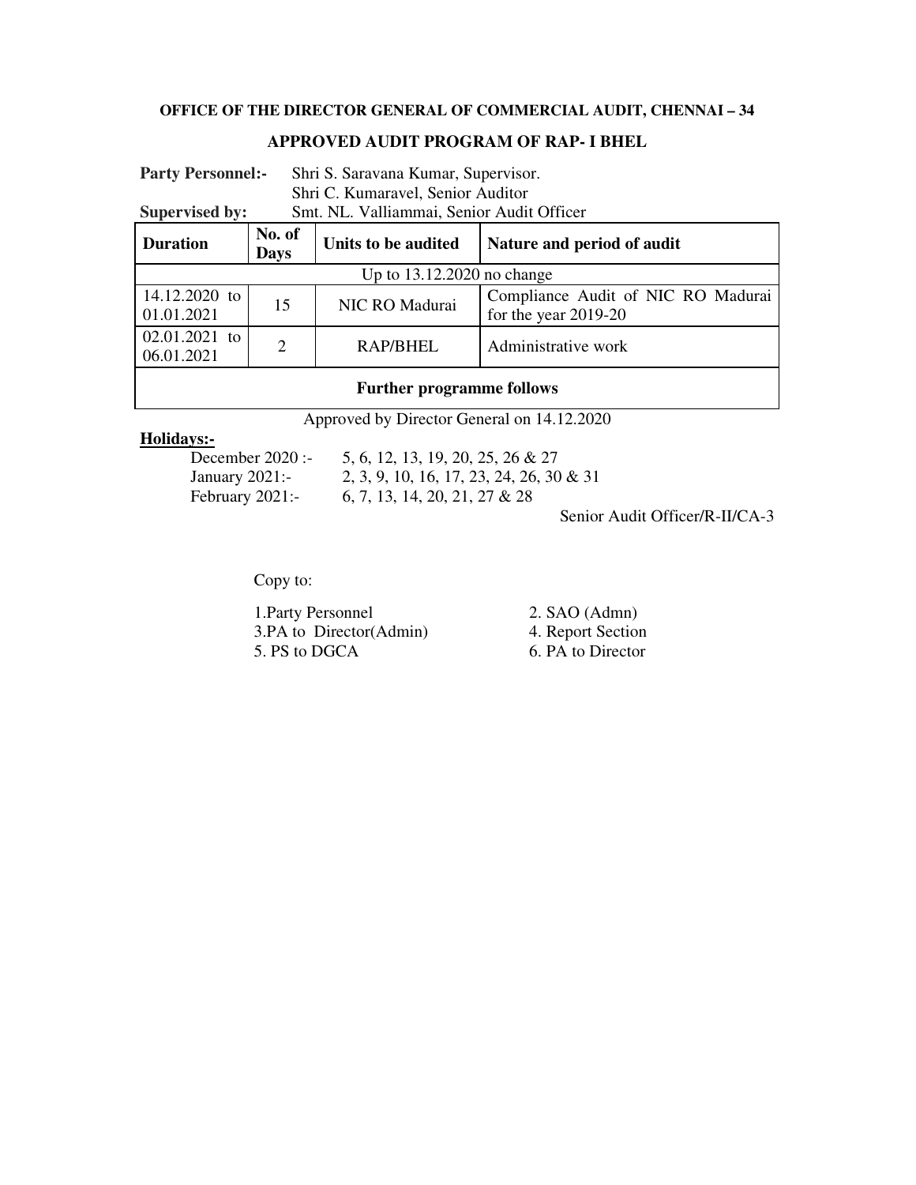**OFFICE OF THE DIRECTOR GENERAL OF COMMERCIAL AUDIT, CHENNAI – 34**

**APPROVED AUDIT PROGRAM OF RAP- I BHEL**

**Party Personnel:-** Shri S. Saravana Kumar, Supervisor.
Shri C. Kumaravel, Senior Auditor

**Supervised by:** Smt. NL. Valliammai, Senior Audit Officer

| Duration | No. of Days | Units to be audited | Nature and period of audit |
|---|---|---|---|
| Up to 13.12.2020 no change | | | |
| 14.12.2020 to 01.01.2021 | 15 | NIC RO Madurai | Compliance Audit of NIC RO Madurai for the year 2019-20 |
| 02.01.2021 to 06.01.2021 | 2 | RAP/BHEL | Administrative work |
| **Further programme follows** | | | |

Approved by Director General on 14.12.2020

**Holidays:-**

December 2020 :- 5, 6, 12, 13, 19, 20, 25, 26 & 27
January 2021:- 2, 3, 9, 10, 16, 17, 23, 24, 26, 30 & 31
February 2021:- 6, 7, 13, 14, 20, 21, 27 & 28

Senior Audit Officer/R-II/CA-3

Copy to:

1. Party Personnel
2. SAO (Admn)
3. PA to Director(Admin)
4. Report Section
5. PS to DGCA
6. PA to Director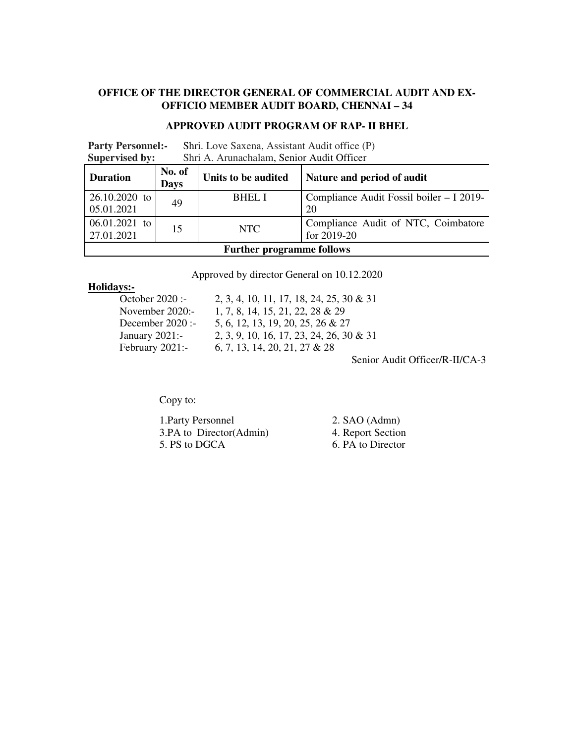**OFFICE OF THE DIRECTOR GENERAL OF COMMERCIAL AUDIT AND EX-OFFICIO MEMBER AUDIT BOARD, CHENNAI – 34**

**APPROVED AUDIT PROGRAM OF RAP- II BHEL**

**Party Personnel:-** Shri. Love Saxena, Assistant Audit office (P)
**Supervised by:** Shri A. Arunachalam, Senior Audit Officer

| Duration | No. of Days | Units to be audited | Nature and period of audit |
|---|---|---|---|
| 26.10.2020 to 05.01.2021 | 49 | BHEL I | Compliance Audit Fossil boiler – I 2019-20 |
| 06.01.2021 to 27.01.2021 | 15 | NTC | Compliance Audit of NTC, Coimbatore for 2019-20 |
| **Further programme follows** | | | |

Approved by director General on 10.12.2020

**Holidays:-**

October 2020 :- 2, 3, 4, 10, 11, 17, 18, 24, 25, 30 & 31
November 2020:- 1, 7, 8, 14, 15, 21, 22, 28 & 29
December 2020 :- 5, 6, 12, 13, 19, 20, 25, 26 & 27
January 2021:- 2, 3, 9, 10, 16, 17, 23, 24, 26, 30 & 31
February 2021:- 6, 7, 13, 14, 20, 21, 27 & 28

Senior Audit Officer/R-II/CA-3

Copy to:

1. Party Personnel
2. SAO (Admn)
3. PA to Director(Admin)
4. Report Section
5. PS to DGCA
6. PA to Director